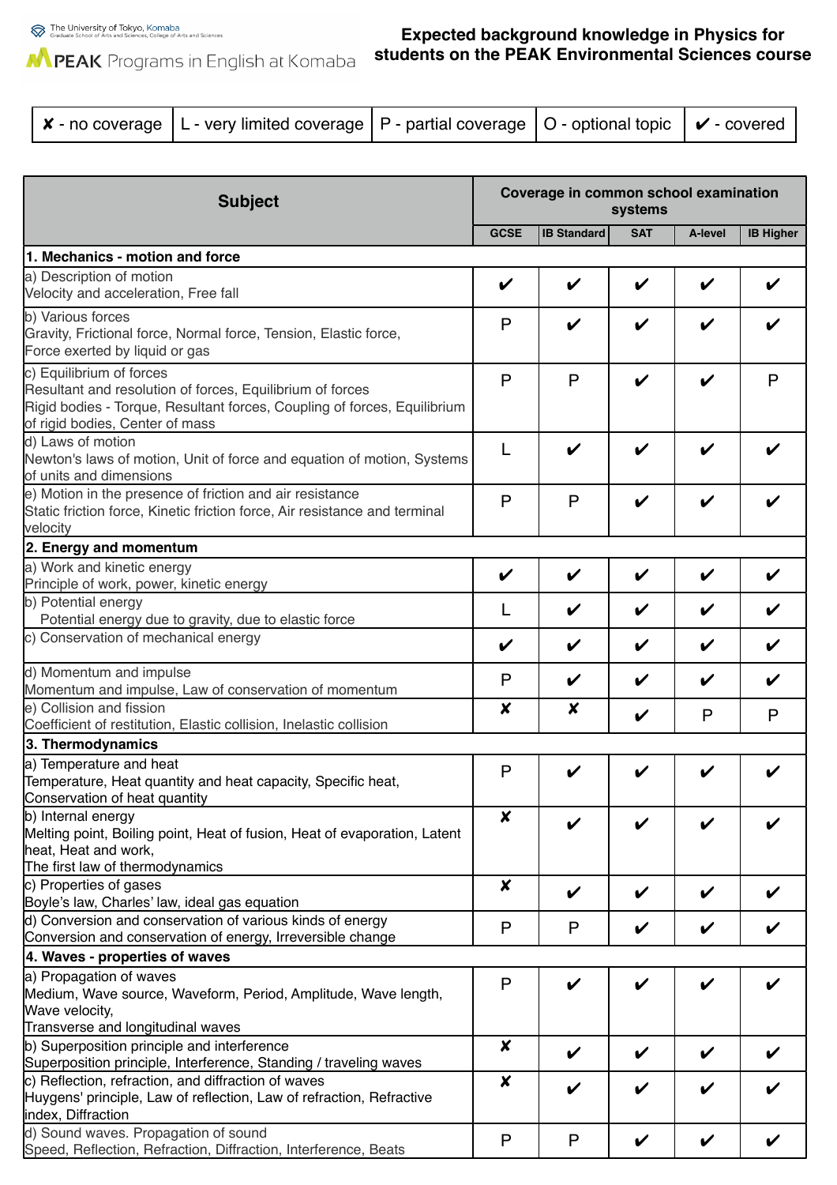The University of Tokyo, Komaba
Graduate School of Arts and Sciences, College of Arts and Sciences

PEAK Programs in English at Komaba

# Expected background knowledge in Physics for students on the PEAK Environmental Sciences course

| ✘ - no coverage | L - very limited coverage | P - partial coverage | O - optional topic | ✔ - covered |
|---|---|---|---|---|

| Subject | Coverage in common school examination systems | | | | |
|---|---|---|---|---|---|
| | GCSE | IB Standard | SAT | A-level | IB Higher |
| **1. Mechanics - motion and force** | | | | | |
| a) Description of motion<br>Velocity and acceleration, Free fall | ✔ | ✔ | ✔ | ✔ | ✔ |
| b) Various forces<br>Gravity, Frictional force, Normal force, Tension, Elastic force, Force exerted by liquid or gas | P | ✔ | ✔ | ✔ | ✔ |
| c) Equilibrium of forces<br>Resultant and resolution of forces, Equilibrium of forces<br>Rigid bodies - Torque, Resultant forces, Coupling of forces, Equilibrium of rigid bodies, Center of mass | P | P | ✔ | ✔ | P |
| d) Laws of motion<br>Newton's laws of motion, Unit of force and equation of motion, Systems of units and dimensions | L | ✔ | ✔ | ✔ | ✔ |
| e) Motion in the presence of friction and air resistance<br>Static friction force, Kinetic friction force, Air resistance and terminal velocity | P | P | ✔ | ✔ | ✔ |
| **2. Energy and momentum** | | | | | |
| a) Work and kinetic energy<br>Principle of work, power, kinetic energy | ✔ | ✔ | ✔ | ✔ | ✔ |
| b) Potential energy<br>Potential energy due to gravity, due to elastic force | L | ✔ | ✔ | ✔ | ✔ |
| c) Conservation of mechanical energy | ✔ | ✔ | ✔ | ✔ | ✔ |
| d) Momentum and impulse<br>Momentum and impulse, Law of conservation of momentum | P | ✔ | ✔ | ✔ | ✔ |
| e) Collision and fission<br>Coefficient of restitution, Elastic collision, Inelastic collision | ✘ | ✘ | ✔ | P | P |
| **3. Thermodynamics** | | | | | |
| a) Temperature and heat<br>Temperature, Heat quantity and heat capacity, Specific heat, Conservation of heat quantity | P | ✔ | ✔ | ✔ | ✔ |
| b) Internal energy<br>Melting point, Boiling point, Heat of fusion, Heat of evaporation, Latent heat, Heat and work,<br>The first law of thermodynamics | ✘ | ✔ | ✔ | ✔ | ✔ |
| c) Properties of gases<br>Boyle's law, Charles' law, ideal gas equation | ✘ | ✔ | ✔ | ✔ | ✔ |
| d) Conversion and conservation of various kinds of energy<br>Conversion and conservation of energy, Irreversible change | P | P | ✔ | ✔ | ✔ |
| **4. Waves - properties of waves** | | | | | |
| a) Propagation of waves<br>Medium, Wave source, Waveform, Period, Amplitude, Wave length, Wave velocity,<br>Transverse and longitudinal waves | P | ✔ | ✔ | ✔ | ✔ |
| b) Superposition principle and interference<br>Superposition principle, Interference, Standing / traveling waves | ✘ | ✔ | ✔ | ✔ | ✔ |
| c) Reflection, refraction, and diffraction of waves<br>Huygens' principle, Law of reflection, Law of refraction, Refractive index, Diffraction | ✘ | ✔ | ✔ | ✔ | ✔ |
| d) Sound waves. Propagation of sound<br>Speed, Reflection, Refraction, Diffraction, Interference, Beats | P | P | ✔ | ✔ | ✔ |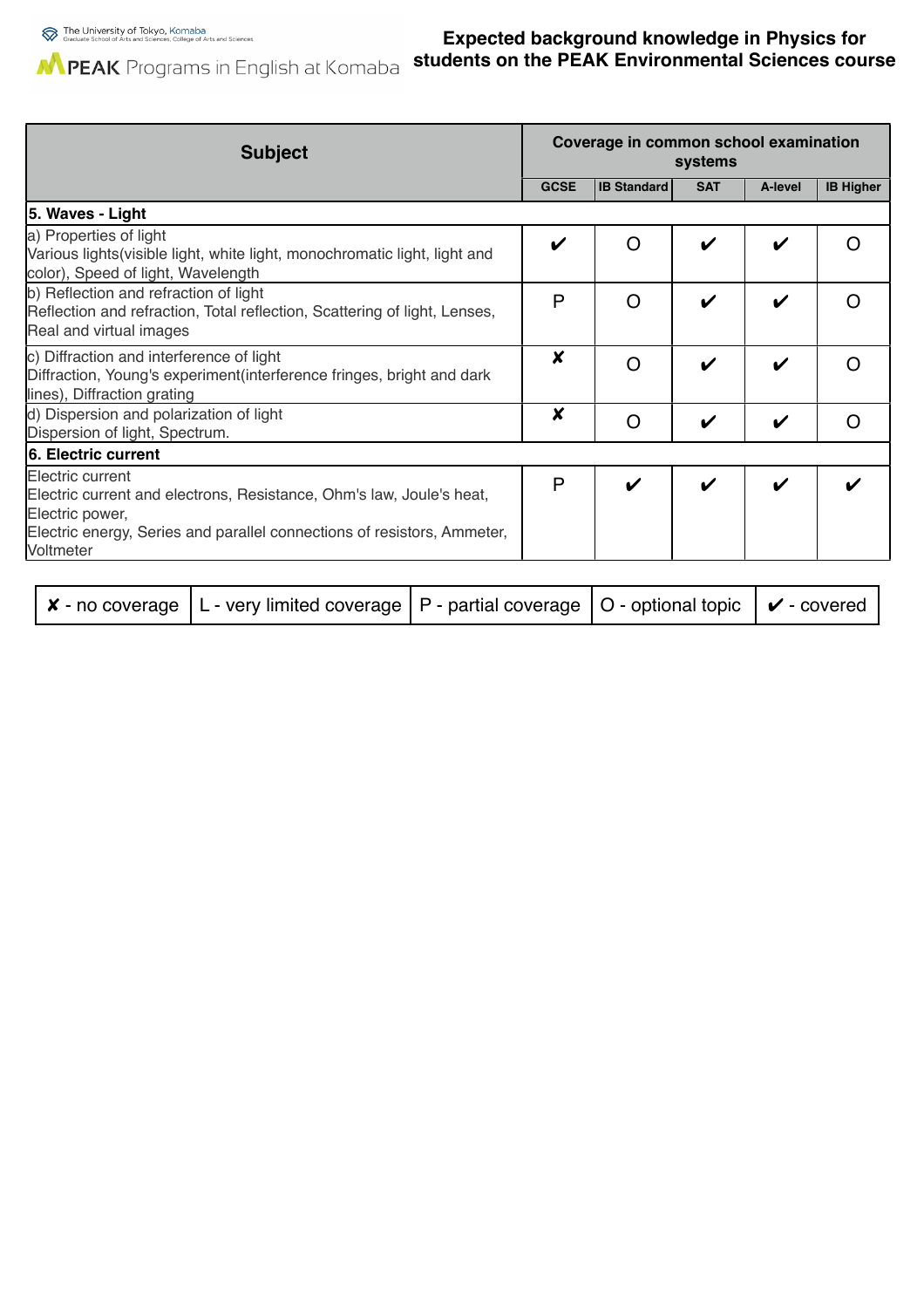The University of Tokyo, Komaba
Graduate School of Arts and Sciences, College of Arts and Sciences

PEAK Programs in English at Komaba

**Expected background knowledge in Physics for students on the PEAK Environmental Sciences course**

| Subject | Coverage in common school examination systems | | | | |
|---|---|---|---|---|---|
| | GCSE | IB Standard | SAT | A-level | IB Higher |
| **5. Waves - Light** | | | | | |
| a) Properties of light<br>Various lights(visible light, white light, monochromatic light, light and color), Speed of light, Wavelength | ✔ | O | ✔ | ✔ | O |
| b) Reflection and refraction of light<br>Reflection and refraction, Total reflection, Scattering of light, Lenses, Real and virtual images | P | O | ✔ | ✔ | O |
| c) Diffraction and interference of light<br>Diffraction, Young's experiment(interference fringes, bright and dark lines), Diffraction grating | ✘ | O | ✔ | ✔ | O |
| d) Dispersion and polarization of light<br>Dispersion of light, Spectrum. | ✘ | O | ✔ | ✔ | O |
| **6. Electric current** | | | | | |
| Electric current<br>Electric current and electrons, Resistance, Ohm's law, Joule's heat, Electric power,<br>Electric energy, Series and parallel connections of resistors, Ammeter, Voltmeter | P | ✔ | ✔ | ✔ | ✔ |

| | | | | |
|---|---|---|---|---|
| ✘ - no coverage | L - very limited coverage | P - partial coverage | O - optional topic | ✔ - covered |